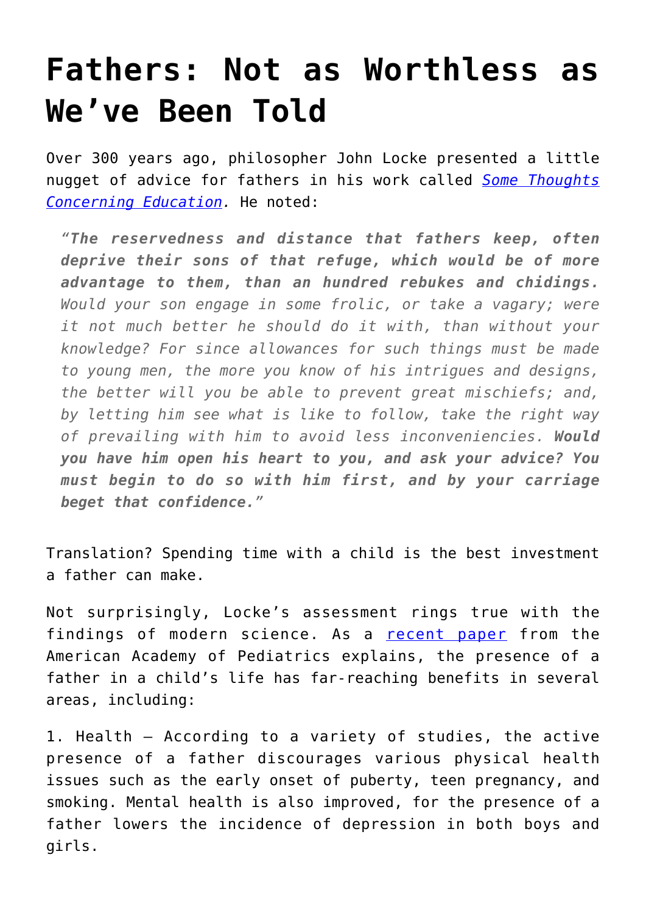# Fathers: Not as Worthless as We've Been Told

Over 300 years ago, philosopher John Locke presented a little nugget of advice for fathers in his work called [*Some Thoughts Concerning Education*](). He noted:

> *"**The reservedness and distance that fathers keep, often deprive their sons of that refuge, which would be of more advantage to them, than an hundred rebukes and chidings.** Would your son engage in some frolic, or take a vagary; were it not much better he should do it with, than without your knowledge? For since allowances for such things must be made to young men, the more you know of his intrigues and designs, the better will you be able to prevent great mischiefs; and, by letting him see what is like to follow, take the right way of prevailing with him to avoid less inconveniencies. **Would you have him open his heart to you, and ask your advice? You must begin to do so with him first, and by your carriage beget that confidence.**"*

Translation? Spending time with a child is the best investment a father can make.

Not surprisingly, Locke's assessment rings true with the findings of modern science. As a [recent paper]() from the American Academy of Pediatrics explains, the presence of a father in a child's life has far-reaching benefits in several areas, including:

1. Health – According to a variety of studies, the active presence of a father discourages various physical health issues such as the early onset of puberty, teen pregnancy, and smoking. Mental health is also improved, for the presence of a father lowers the incidence of depression in both boys and girls.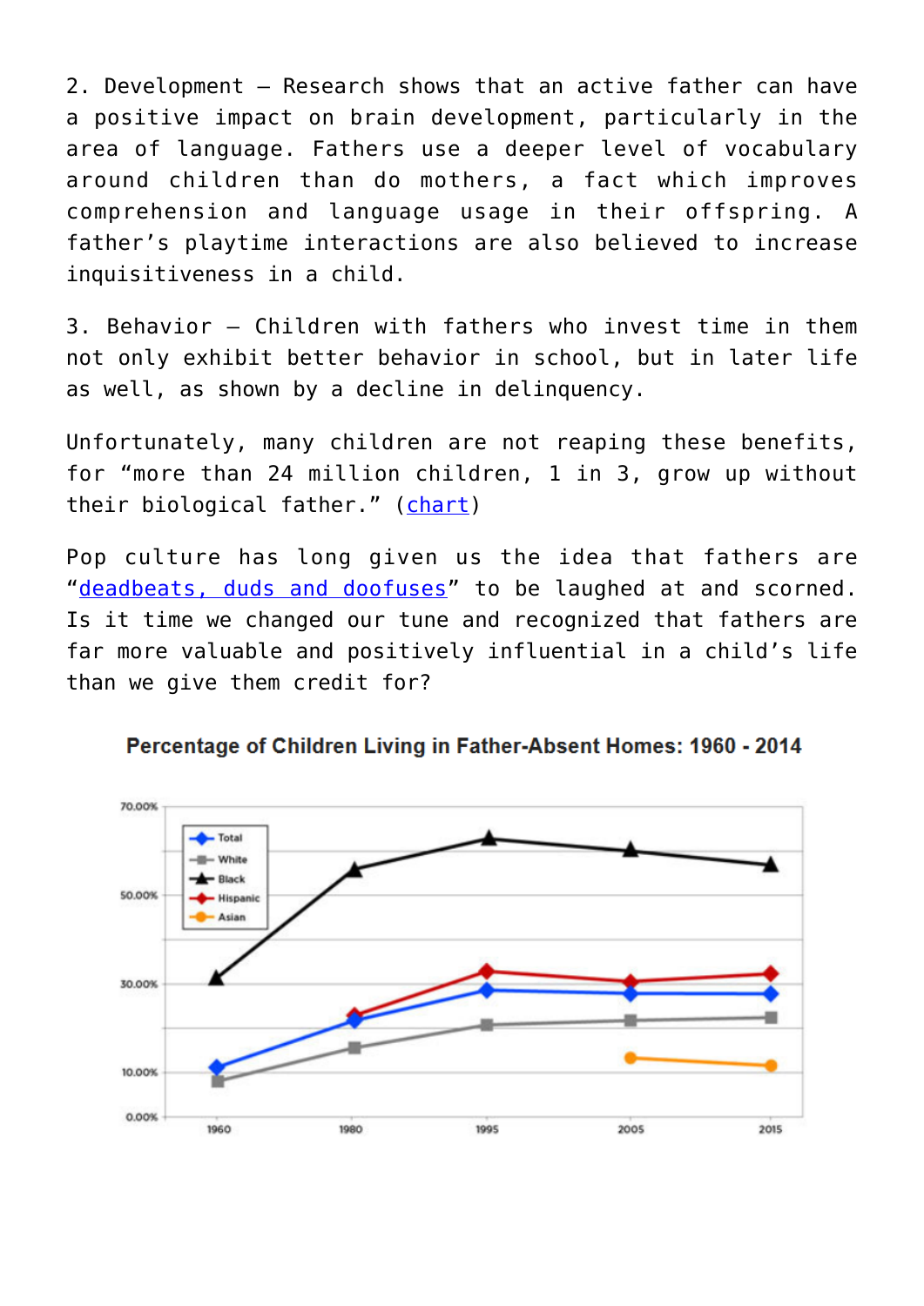2. Development – Research shows that an active father can have a positive impact on brain development, particularly in the area of language. Fathers use a deeper level of vocabulary around children than do mothers, a fact which improves comprehension and language usage in their offspring. A father's playtime interactions are also believed to increase inquisitiveness in a child.

3. Behavior – Children with fathers who invest time in them not only exhibit better behavior in school, but in later life as well, as shown by a decline in delinquency.

Unfortunately, many children are not reaping these benefits, for "more than 24 million children, 1 in 3, grow up without their biological father." (chart)

Pop culture has long given us the idea that fathers are "deadbeats, duds and doofuses" to be laughed at and scorned. Is it time we changed our tune and recognized that fathers are far more valuable and positively influential in a child's life than we give them credit for?

**Percentage of Children Living in Father-Absent Homes: 1960 - 2014**

Total
White
Black
Hispanic
Asian

70.00%
50.00%
30.00%
10.00%
0.00%

1960
1980
1995
2005
2015